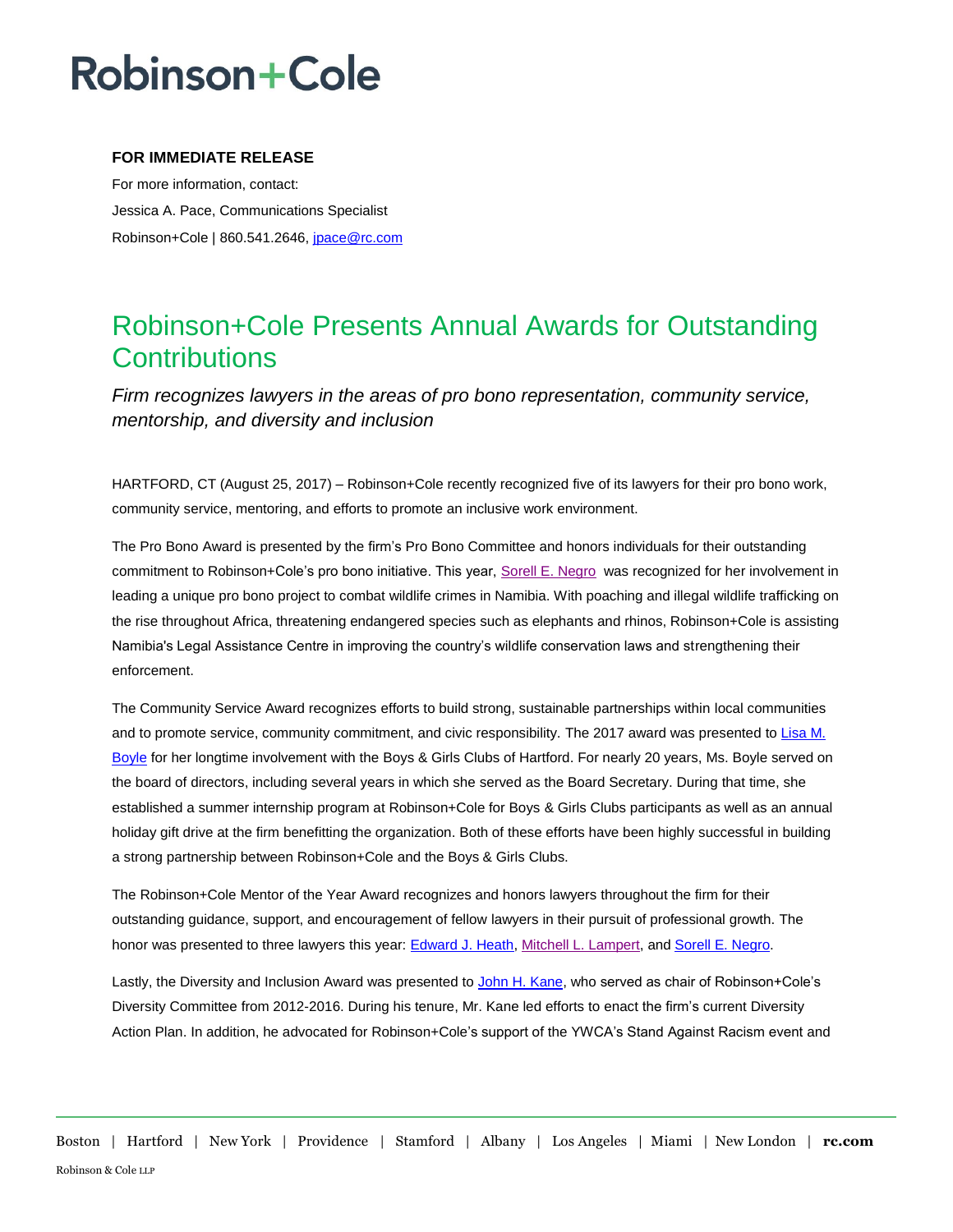# Robinson+Cole

**FOR IMMEDIATE RELEASE**

For more information, contact:

Jessica A. Pace, Communications Specialist

Robinson+Cole | 860.541.2646, jpace@rc.com

## Robinson+Cole Presents Annual Awards for Outstanding Contributions

*Firm recognizes lawyers in the areas of pro bono representation, community service, mentorship, and diversity and inclusion*

HARTFORD, CT (August 25, 2017) – Robinson+Cole recently recognized five of its lawyers for their pro bono work, community service, mentoring, and efforts to promote an inclusive work environment.

The Pro Bono Award is presented by the firm's Pro Bono Committee and honors individuals for their outstanding commitment to Robinson+Cole's pro bono initiative. This year, Sorell E. Negro was recognized for her involvement in leading a unique pro bono project to combat wildlife crimes in Namibia. With poaching and illegal wildlife trafficking on the rise throughout Africa, threatening endangered species such as elephants and rhinos, Robinson+Cole is assisting Namibia's Legal Assistance Centre in improving the country's wildlife conservation laws and strengthening their enforcement.

The Community Service Award recognizes efforts to build strong, sustainable partnerships within local communities and to promote service, community commitment, and civic responsibility. The 2017 award was presented to Lisa M. Boyle for her longtime involvement with the Boys & Girls Clubs of Hartford. For nearly 20 years, Ms. Boyle served on the board of directors, including several years in which she served as the Board Secretary. During that time, she established a summer internship program at Robinson+Cole for Boys & Girls Clubs participants as well as an annual holiday gift drive at the firm benefitting the organization. Both of these efforts have been highly successful in building a strong partnership between Robinson+Cole and the Boys & Girls Clubs.

The Robinson+Cole Mentor of the Year Award recognizes and honors lawyers throughout the firm for their outstanding guidance, support, and encouragement of fellow lawyers in their pursuit of professional growth. The honor was presented to three lawyers this year: Edward J. Heath, Mitchell L. Lampert, and Sorell E. Negro.

Lastly, the Diversity and Inclusion Award was presented to John H. Kane, who served as chair of Robinson+Cole's Diversity Committee from 2012-2016. During his tenure, Mr. Kane led efforts to enact the firm's current Diversity Action Plan. In addition, he advocated for Robinson+Cole's support of the YWCA's Stand Against Racism event and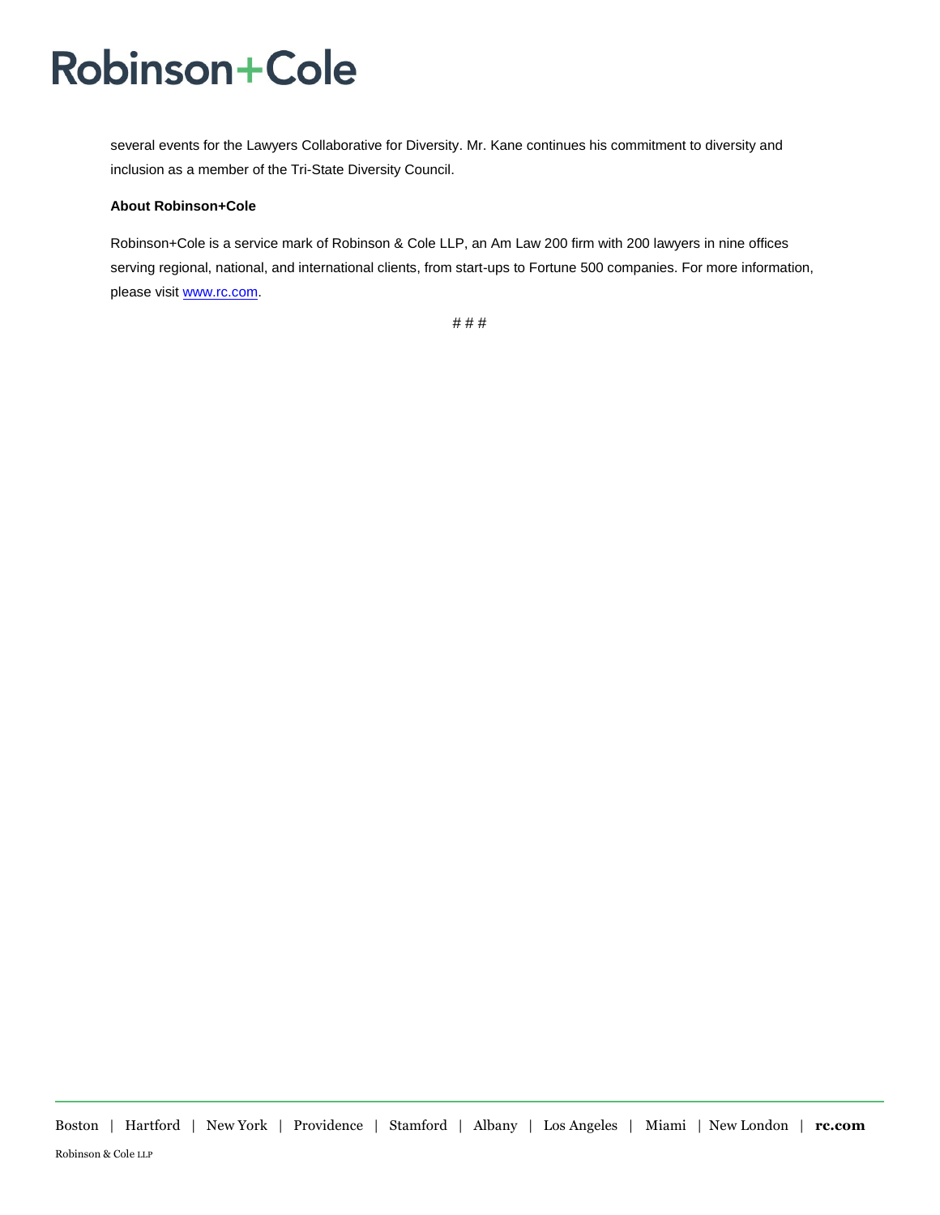several events for the Lawyers Collaborative for Diversity. Mr. Kane continues his commitment to diversity and inclusion as a member of the Tri-State Diversity Council.

**About Robinson+Cole**

Robinson+Cole is a service mark of Robinson & Cole LLP, an Am Law 200 firm with 200 lawyers in nine offices serving regional, national, and international clients, from start-ups to Fortune 500 companies. For more information, please visit [www.rc.com](http://www.rc.com).

# # #